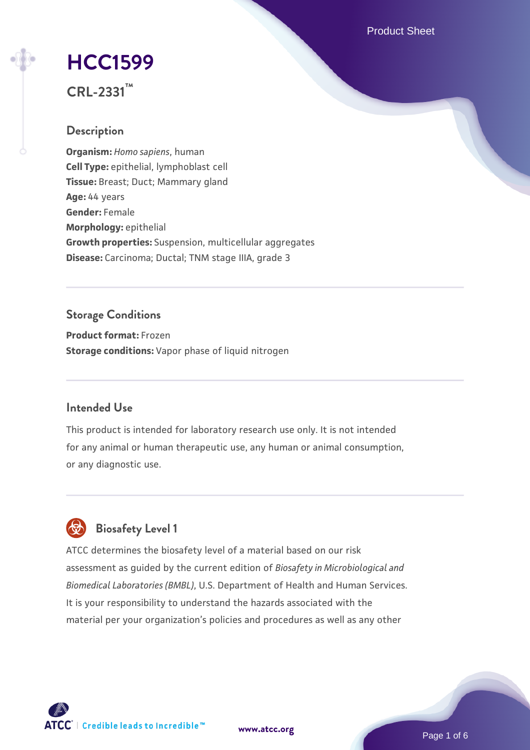# HCC1599

**CRL-2331™**

## Description

**Organism:** *Homo sapiens*, human
**Cell Type:** epithelial, lymphoblast cell
**Tissue:** Breast; Duct; Mammary gland
**Age:** 44 years
**Gender:** Female
**Morphology:** epithelial
**Growth properties:** Suspension, multicellular aggregates
**Disease:** Carcinoma; Ductal; TNM stage IIIA, grade 3

## Storage Conditions

**Product format:** Frozen
**Storage conditions:** Vapor phase of liquid nitrogen

## Intended Use

This product is intended for laboratory research use only. It is not intended for any animal or human therapeutic use, any human or animal consumption, or any diagnostic use.

## Biosafety Level 1

ATCC determines the biosafety level of a material based on our risk assessment as guided by the current edition of *Biosafety in Microbiological and Biomedical Laboratories (BMBL)*, U.S. Department of Health and Human Services. It is your responsibility to understand the hazards associated with the material per your organization's policies and procedures as well as any other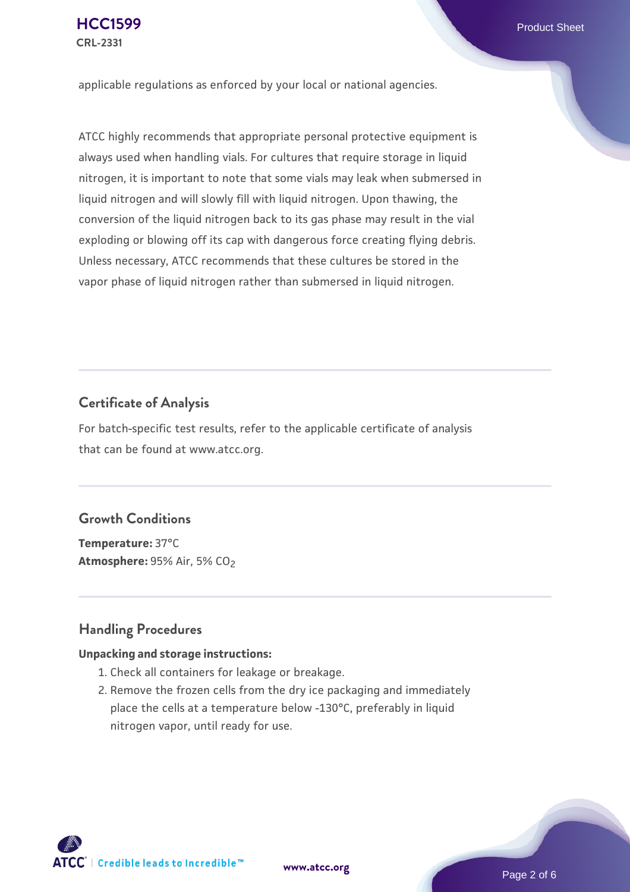applicable regulations as enforced by your local or national agencies.

ATCC highly recommends that appropriate personal protective equipment is always used when handling vials. For cultures that require storage in liquid nitrogen, it is important to note that some vials may leak when submersed in liquid nitrogen and will slowly fill with liquid nitrogen. Upon thawing, the conversion of the liquid nitrogen back to its gas phase may result in the vial exploding or blowing off its cap with dangerous force creating flying debris. Unless necessary, ATCC recommends that these cultures be stored in the vapor phase of liquid nitrogen rather than submersed in liquid nitrogen.

## Certificate of Analysis

For batch-specific test results, refer to the applicable certificate of analysis that can be found at www.atcc.org.

## Growth Conditions

**Temperature:** 37°C
**Atmosphere:** 95% Air, 5% $CO_2$

## Handling Procedures

**Unpacking and storage instructions:**

1. Check all containers for leakage or breakage.
2. Remove the frozen cells from the dry ice packaging and immediately place the cells at a temperature below -130°C, preferably in liquid nitrogen vapor, until ready for use.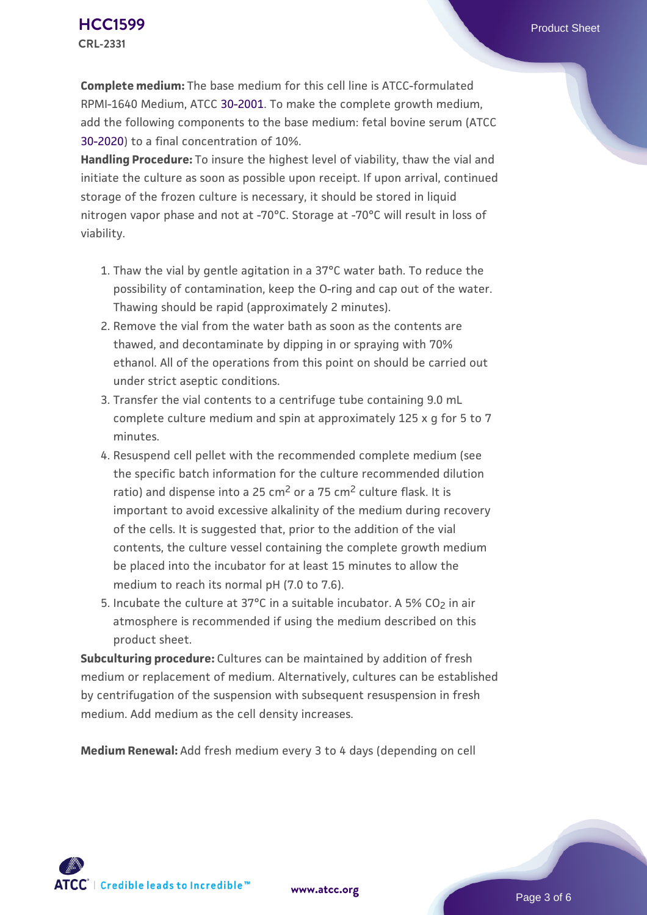**Complete medium:** The base medium for this cell line is ATCC-formulated RPMI-1640 Medium, ATCC 30-2001. To make the complete growth medium, add the following components to the base medium: fetal bovine serum (ATCC 30-2020) to a final concentration of 10%.

**Handling Procedure:** To insure the highest level of viability, thaw the vial and initiate the culture as soon as possible upon receipt. If upon arrival, continued storage of the frozen culture is necessary, it should be stored in liquid nitrogen vapor phase and not at -70°C. Storage at -70°C will result in loss of viability.

1. Thaw the vial by gentle agitation in a 37°C water bath. To reduce the possibility of contamination, keep the O-ring and cap out of the water. Thawing should be rapid (approximately 2 minutes).
2. Remove the vial from the water bath as soon as the contents are thawed, and decontaminate by dipping in or spraying with 70% ethanol. All of the operations from this point on should be carried out under strict aseptic conditions.
3. Transfer the vial contents to a centrifuge tube containing 9.0 mL complete culture medium and spin at approximately 125 x g for 5 to 7 minutes.
4. Resuspend cell pellet with the recommended complete medium (see the specific batch information for the culture recommended dilution ratio) and dispense into a 25 $cm^2$ or a 75 $cm^2$ culture flask. It is important to avoid excessive alkalinity of the medium during recovery of the cells. It is suggested that, prior to the addition of the vial contents, the culture vessel containing the complete growth medium be placed into the incubator for at least 15 minutes to allow the medium to reach its normal pH (7.0 to 7.6).
5. Incubate the culture at 37°C in a suitable incubator. A 5% $CO_2$ in air atmosphere is recommended if using the medium described on this product sheet.

**Subculturing procedure:** Cultures can be maintained by addition of fresh medium or replacement of medium. Alternatively, cultures can be established by centrifugation of the suspension with subsequent resuspension in fresh medium. Add medium as the cell density increases.

**Medium Renewal:** Add fresh medium every 3 to 4 days (depending on cell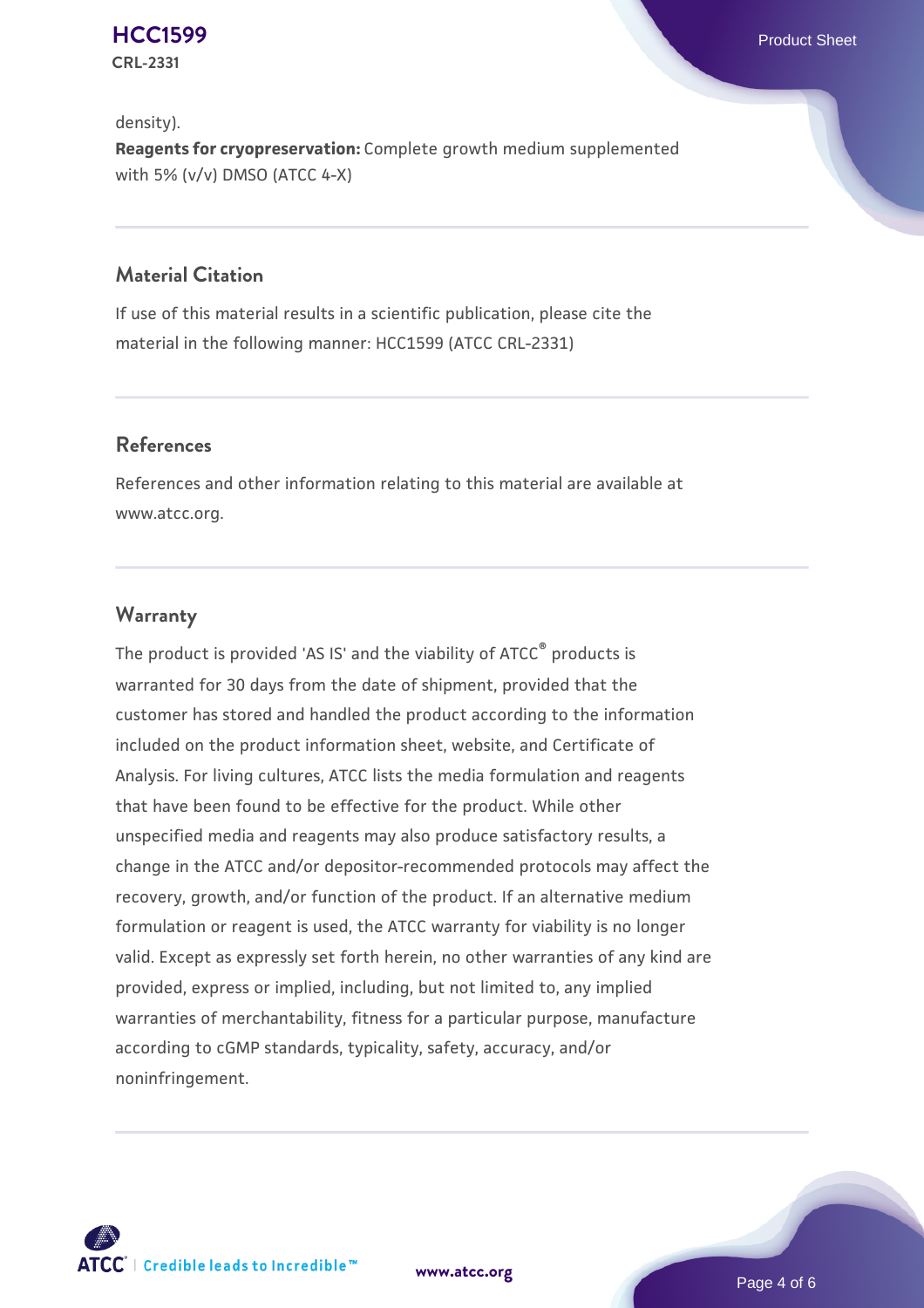density).

**Reagents for cryopreservation:** Complete growth medium supplemented with 5% (v/v) DMSO (ATCC 4-X)

## Material Citation

If use of this material results in a scientific publication, please cite the material in the following manner: HCC1599 (ATCC CRL-2331)

## References

References and other information relating to this material are available at www.atcc.org.

## Warranty

The product is provided 'AS IS' and the viability of ATCC® products is warranted for 30 days from the date of shipment, provided that the customer has stored and handled the product according to the information included on the product information sheet, website, and Certificate of Analysis. For living cultures, ATCC lists the media formulation and reagents that have been found to be effective for the product. While other unspecified media and reagents may also produce satisfactory results, a change in the ATCC and/or depositor-recommended protocols may affect the recovery, growth, and/or function of the product. If an alternative medium formulation or reagent is used, the ATCC warranty for viability is no longer valid. Except as expressly set forth herein, no other warranties of any kind are provided, express or implied, including, but not limited to, any implied warranties of merchantability, fitness for a particular purpose, manufacture according to cGMP standards, typicality, safety, accuracy, and/or noninfringement.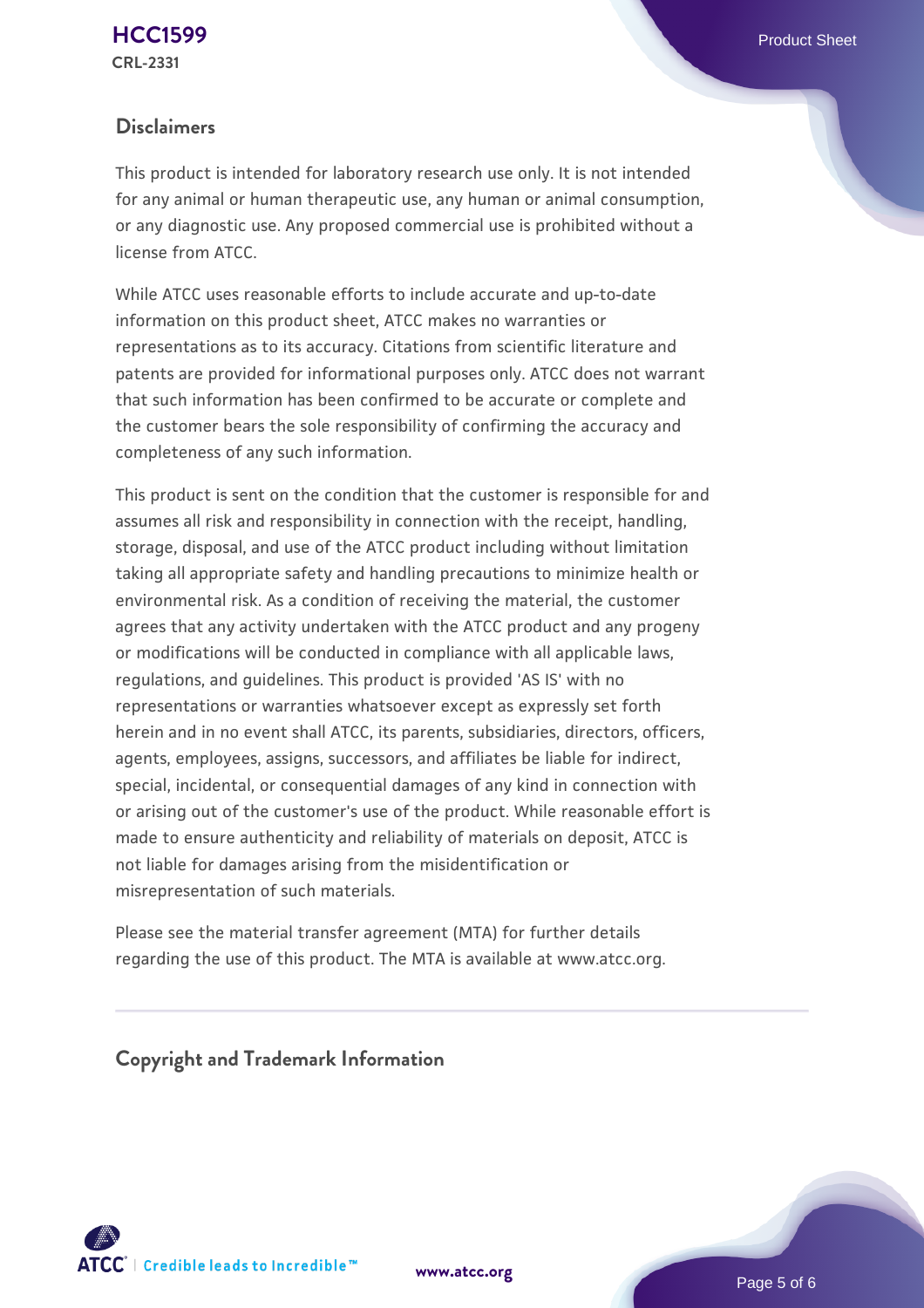## Disclaimers

This product is intended for laboratory research use only. It is not intended for any animal or human therapeutic use, any human or animal consumption, or any diagnostic use. Any proposed commercial use is prohibited without a license from ATCC.

While ATCC uses reasonable efforts to include accurate and up-to-date information on this product sheet, ATCC makes no warranties or representations as to its accuracy. Citations from scientific literature and patents are provided for informational purposes only. ATCC does not warrant that such information has been confirmed to be accurate or complete and the customer bears the sole responsibility of confirming the accuracy and completeness of any such information.

This product is sent on the condition that the customer is responsible for and assumes all risk and responsibility in connection with the receipt, handling, storage, disposal, and use of the ATCC product including without limitation taking all appropriate safety and handling precautions to minimize health or environmental risk. As a condition of receiving the material, the customer agrees that any activity undertaken with the ATCC product and any progeny or modifications will be conducted in compliance with all applicable laws, regulations, and guidelines. This product is provided 'AS IS' with no representations or warranties whatsoever except as expressly set forth herein and in no event shall ATCC, its parents, subsidiaries, directors, officers, agents, employees, assigns, successors, and affiliates be liable for indirect, special, incidental, or consequential damages of any kind in connection with or arising out of the customer's use of the product. While reasonable effort is made to ensure authenticity and reliability of materials on deposit, ATCC is not liable for damages arising from the misidentification or misrepresentation of such materials.

Please see the material transfer agreement (MTA) for further details regarding the use of this product. The MTA is available at www.atcc.org.

## Copyright and Trademark Information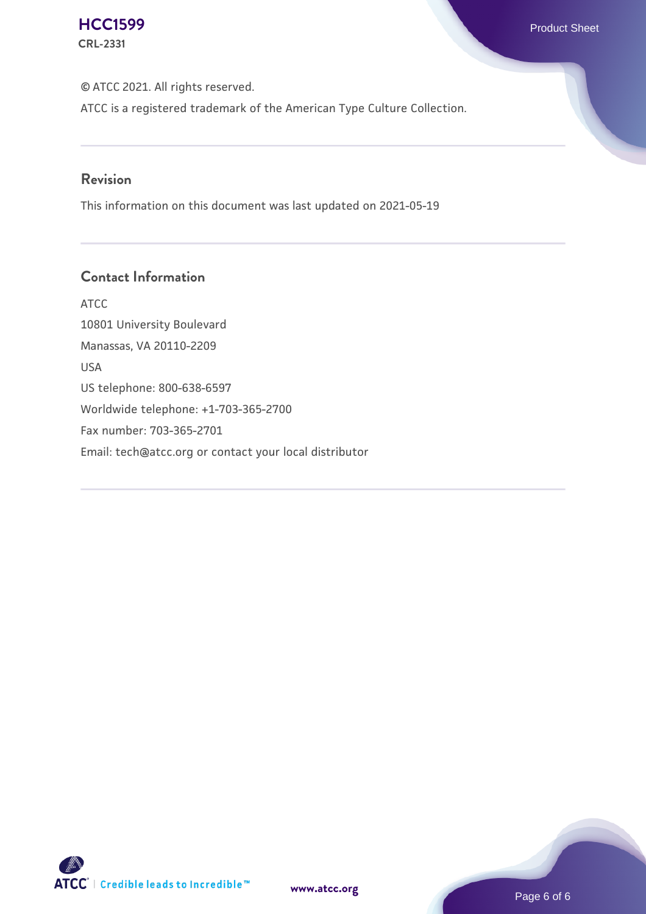© ATCC 2021. All rights reserved.

ATCC is a registered trademark of the American Type Culture Collection.

## Revision

This information on this document was last updated on 2021-05-19

## Contact Information

ATCC
10801 University Boulevard
Manassas, VA 20110-2209
USA
US telephone: 800-638-6597
Worldwide telephone: +1-703-365-2700
Fax number: 703-365-2701
Email: tech@atcc.org or contact your local distributor